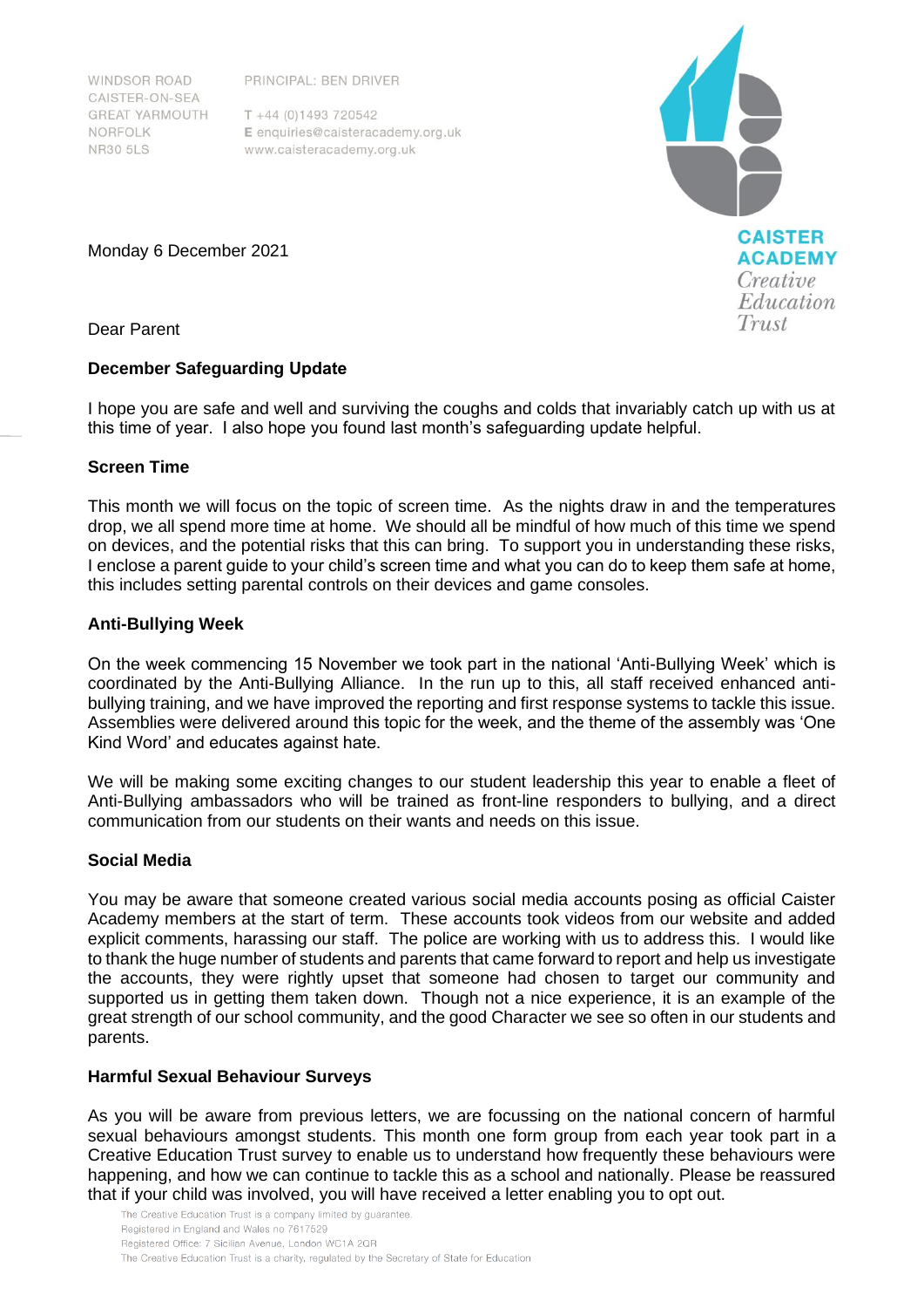WINDSOR ROAD
CAISTER-ON-SEA
GREAT YARMOUTH
NORFOLK
NR30 5LS

PRINCIPAL: BEN DRIVER

T +44 (0)1493 720542
E enquiries@caisteracademy.org.uk
www.caisteracademy.org.uk

**CAISTER ACADEMY**
*Creative Education Trust*

Monday 6 December 2021

Dear Parent

**December Safeguarding Update**

I hope you are safe and well and surviving the coughs and colds that invariably catch up with us at this time of year. I also hope you found last month's safeguarding update helpful.

**Screen Time**

This month we will focus on the topic of screen time. As the nights draw in and the temperatures drop, we all spend more time at home. We should all be mindful of how much of this time we spend on devices, and the potential risks that this can bring. To support you in understanding these risks, I enclose a parent guide to your child's screen time and what you can do to keep them safe at home, this includes setting parental controls on their devices and game consoles.

**Anti-Bullying Week**

On the week commencing 15 November we took part in the national 'Anti-Bullying Week' which is coordinated by the Anti-Bullying Alliance. In the run up to this, all staff received enhanced anti-bullying training, and we have improved the reporting and first response systems to tackle this issue. Assemblies were delivered around this topic for the week, and the theme of the assembly was 'One Kind Word' and educates against hate.

We will be making some exciting changes to our student leadership this year to enable a fleet of Anti-Bullying ambassadors who will be trained as front-line responders to bullying, and a direct communication from our students on their wants and needs on this issue.

**Social Media**

You may be aware that someone created various social media accounts posing as official Caister Academy members at the start of term. These accounts took videos from our website and added explicit comments, harassing our staff. The police are working with us to address this. I would like to thank the huge number of students and parents that came forward to report and help us investigate the accounts, they were rightly upset that someone had chosen to target our community and supported us in getting them taken down. Though not a nice experience, it is an example of the great strength of our school community, and the good Character we see so often in our students and parents.

**Harmful Sexual Behaviour Surveys**

As you will be aware from previous letters, we are focussing on the national concern of harmful sexual behaviours amongst students. This month one form group from each year took part in a Creative Education Trust survey to enable us to understand how frequently these behaviours were happening, and how we can continue to tackle this as a school and nationally. Please be reassured that if your child was involved, you will have received a letter enabling you to opt out.

The Creative Education Trust is a company limited by guarantee.
Registered in England and Wales no 7617529
Registered Office: 7 Sicilian Avenue, London WC1A 2QR
The Creative Education Trust is a charity, regulated by the Secretary of State for Education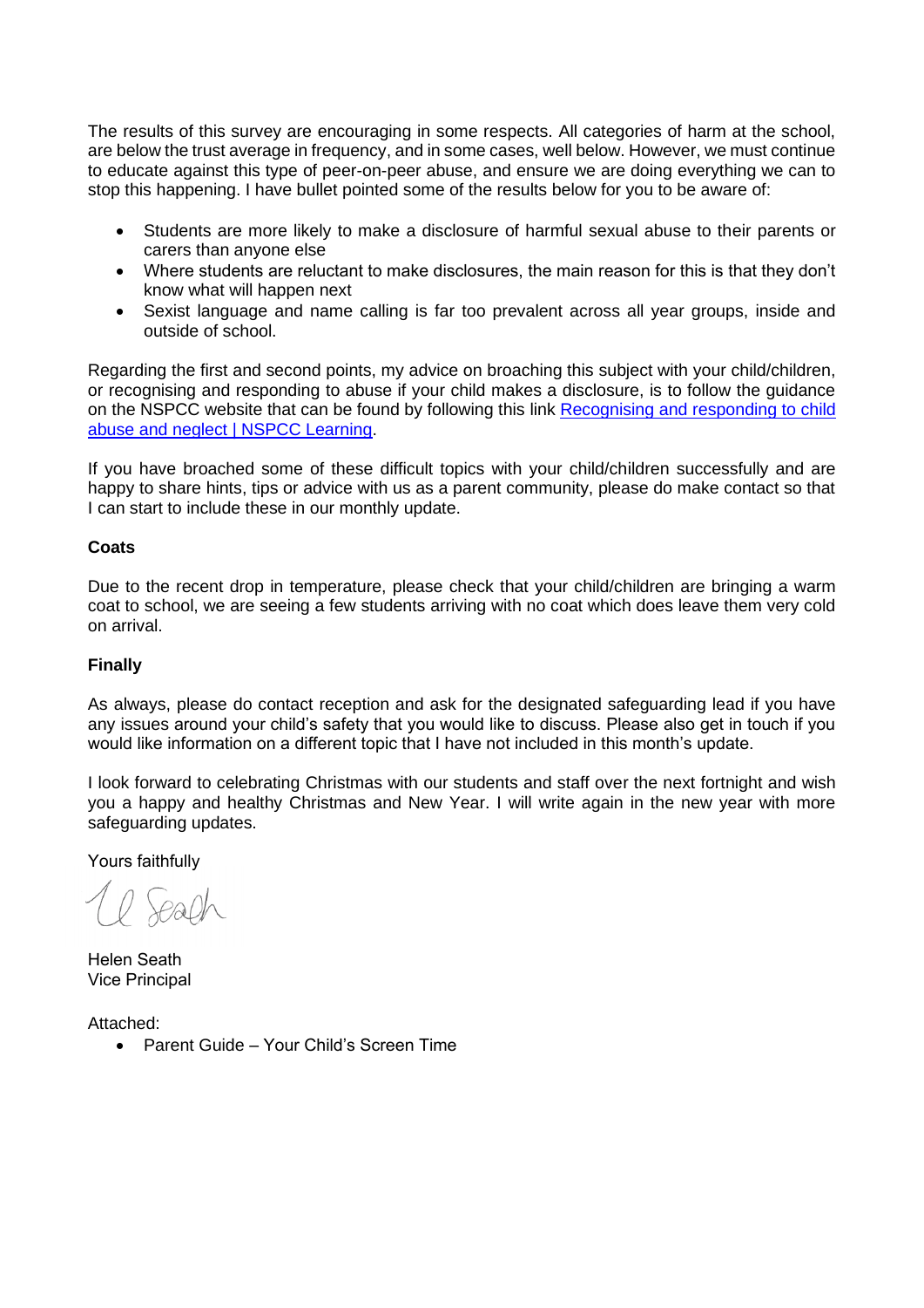The results of this survey are encouraging in some respects. All categories of harm at the school, are below the trust average in frequency, and in some cases, well below. However, we must continue to educate against this type of peer-on-peer abuse, and ensure we are doing everything we can to stop this happening. I have bullet pointed some of the results below for you to be aware of:

- Students are more likely to make a disclosure of harmful sexual abuse to their parents or carers than anyone else
- Where students are reluctant to make disclosures, the main reason for this is that they don't know what will happen next
- Sexist language and name calling is far too prevalent across all year groups, inside and outside of school.

Regarding the first and second points, my advice on broaching this subject with your child/children, or recognising and responding to abuse if your child makes a disclosure, is to follow the guidance on the NSPCC website that can be found by following this link [Recognising and responding to child abuse and neglect | NSPCC Learning](Recognising and responding to child abuse and neglect | NSPCC Learning).

If you have broached some of these difficult topics with your child/children successfully and are happy to share hints, tips or advice with us as a parent community, please do make contact so that I can start to include these in our monthly update.

**Coats**

Due to the recent drop in temperature, please check that your child/children are bringing a warm coat to school, we are seeing a few students arriving with no coat which does leave them very cold on arrival.

**Finally**

As always, please do contact reception and ask for the designated safeguarding lead if you have any issues around your child's safety that you would like to discuss. Please also get in touch if you would like information on a different topic that I have not included in this month's update.

I look forward to celebrating Christmas with our students and staff over the next fortnight and wish you a happy and healthy Christmas and New Year. I will write again in the new year with more safeguarding updates.

Yours faithfully

H Seath

Helen Seath
Vice Principal

Attached:

- Parent Guide – Your Child's Screen Time